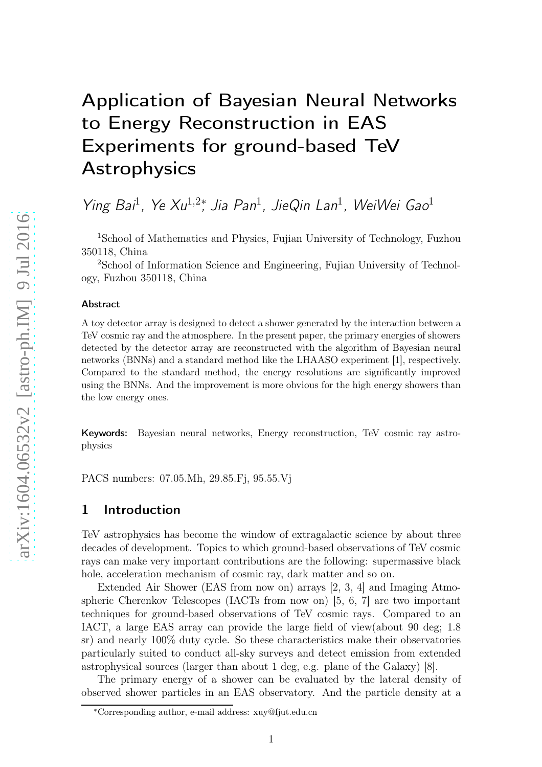# Application of Bayesian Neural Networks to Energy Reconstruction in EAS Experiments for ground-based TeV Astrophysics

*Ying Bai*[1], *Ye Xu*[1,2]*, *Jia Pan*[1], *JieQin Lan*[1], *WeiWei Gao*[1]

[1]School of Mathematics and Physics, Fujian University of Technology, Fuzhou 350118, China

[2]School of Information Science and Engineering, Fujian University of Technology, Fuzhou 350118, China

### Abstract

A toy detector array is designed to detect a shower generated by the interaction between a TeV cosmic ray and the atmosphere. In the present paper, the primary energies of showers detected by the detector array are reconstructed with the algorithm of Bayesian neural networks (BNNs) and a standard method like the LHAASO experiment [1], respectively. Compared to the standard method, the energy resolutions are significantly improved using the BNNs. And the improvement is more obvious for the high energy showers than the low energy ones.

**Keywords:** Bayesian neural networks, Energy reconstruction, TeV cosmic ray astrophysics

PACS numbers: 07.05.Mh, 29.85.Fj, 95.55.Vj

## 1 Introduction

TeV astrophysics has become the window of extragalactic science by about three decades of development. Topics to which ground-based observations of TeV cosmic rays can make very important contributions are the following: supermassive black hole, acceleration mechanism of cosmic ray, dark matter and so on.

Extended Air Shower (EAS from now on) arrays [2, 3, 4] and Imaging Atmospheric Cherenkov Telescopes (IACTs from now on) [5, 6, 7] are two important techniques for ground-based observations of TeV cosmic rays. Compared to an IACT, a large EAS array can provide the large field of view(about 90 deg; 1.8 sr) and nearly 100% duty cycle. So these characteristics make their observatories particularly suited to conduct all-sky surveys and detect emission from extended astrophysical sources (larger than about 1 deg, e.g. plane of the Galaxy) [8].

The primary energy of a shower can be evaluated by the lateral density of observed shower particles in an EAS observatory. And the particle density at a

*Corresponding author, e-mail address: xuy@fjut.edu.cn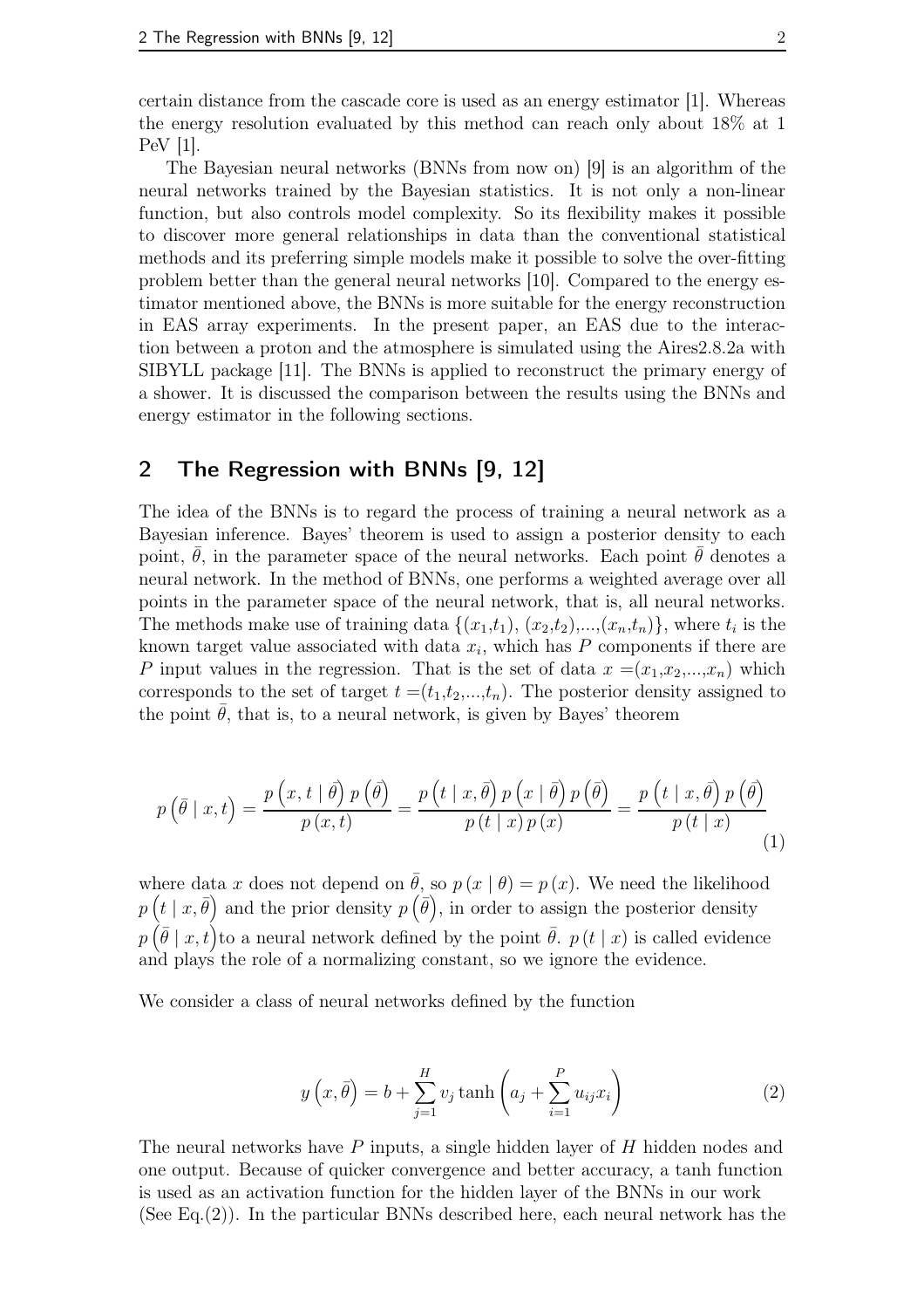certain distance from the cascade core is used as an energy estimator [1]. Whereas the energy resolution evaluated by this method can reach only about 18% at 1 PeV [1].

The Bayesian neural networks (BNNs from now on) [9] is an algorithm of the neural networks trained by the Bayesian statistics. It is not only a non-linear function, but also controls model complexity. So its flexibility makes it possible to discover more general relationships in data than the conventional statistical methods and its preferring simple models make it possible to solve the over-fitting problem better than the general neural networks [10]. Compared to the energy estimator mentioned above, the BNNs is more suitable for the energy reconstruction in EAS array experiments. In the present paper, an EAS due to the interaction between a proton and the atmosphere is simulated using the Aires2.8.2a with SIBYLL package [11]. The BNNs is applied to reconstruct the primary energy of a shower. It is discussed the comparison between the results using the BNNs and energy estimator in the following sections.

## 2 The Regression with BNNs [9, 12]

The idea of the BNNs is to regard the process of training a neural network as a Bayesian inference. Bayes' theorem is used to assign a posterior density to each point, $\bar{\theta}$, in the parameter space of the neural networks. Each point $\bar{\theta}$ denotes a neural network. In the method of BNNs, one performs a weighted average over all points in the parameter space of the neural network, that is, all neural networks. The methods make use of training data $\{(x_1,t_1), (x_2,t_2),...,(x_n,t_n)\}$, where $t_i$ is the known target value associated with data $x_i$, which has $P$ components if there are $P$ input values in the regression. That is the set of data $x = (x_1,x_2,...,x_n)$ which corresponds to the set of target $t = (t_1,t_2,...,t_n)$. The posterior density assigned to the point $\bar{\theta}$, that is, to a neural network, is given by Bayes' theorem

$$p\left(\bar{\theta} \mid x, t\right) = \frac{p\left(x, t \mid \bar{\theta}\right) p\left(\bar{\theta}\right)}{p\left(x, t\right)} = \frac{p\left(t \mid x, \bar{\theta}\right) p\left(x \mid \bar{\theta}\right) p\left(\bar{\theta}\right)}{p\left(t \mid x\right) p\left(x\right)} = \frac{p\left(t \mid x, \bar{\theta}\right) p\left(\bar{\theta}\right)}{p\left(t \mid x\right)} \tag{1}$$

where data $x$ does not depend on $\bar{\theta}$, so $p\left(x \mid \theta\right) = p\left(x\right)$. We need the likelihood $p\left(t \mid x, \bar{\theta}\right)$ and the prior density $p\left(\bar{\theta}\right)$, in order to assign the posterior density $p\left(\bar{\theta} \mid x, t\right)$ to a neural network defined by the point $\bar{\theta}$. $p\left(t \mid x\right)$ is called evidence and plays the role of a normalizing constant, so we ignore the evidence.

We consider a class of neural networks defined by the function

$$y\left(x, \bar{\theta}\right) = b + \sum_{j=1}^{H} v_j \tanh\left(a_j + \sum_{i=1}^{P} u_{ij} x_i\right) \tag{2}$$

The neural networks have $P$ inputs, a single hidden layer of $H$ hidden nodes and one output. Because of quicker convergence and better accuracy, a tanh function is used as an activation function for the hidden layer of the BNNs in our work (See Eq.(2)). In the particular BNNs described here, each neural network has the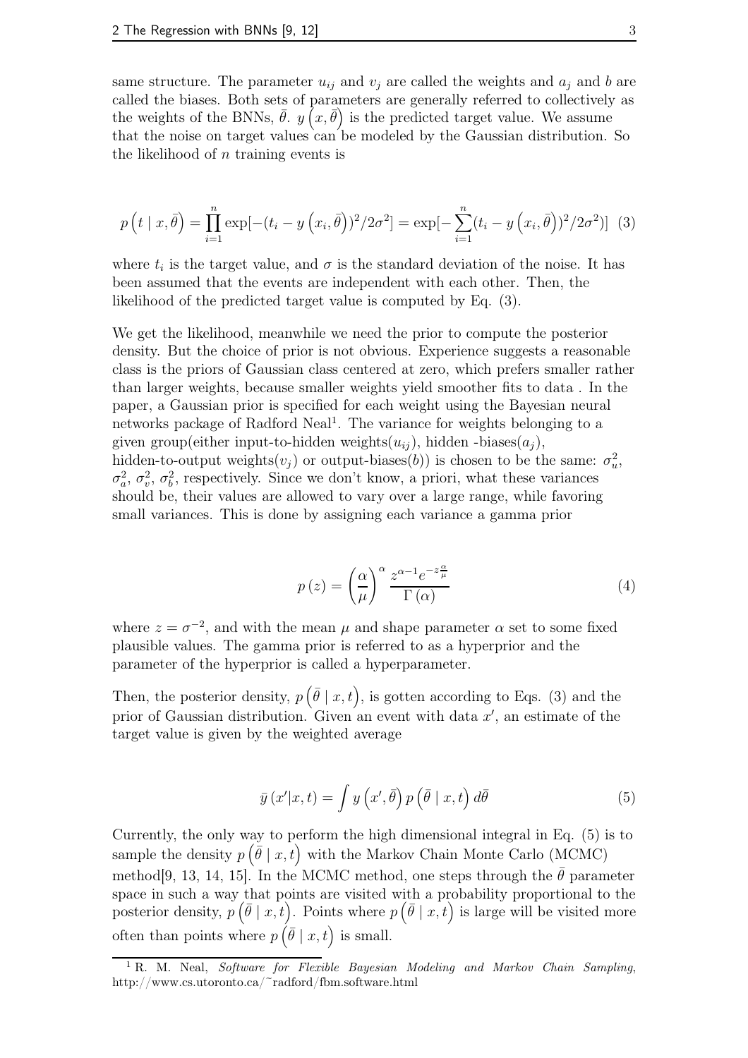same structure. The parameter $u_{ij}$ and $v_j$ are called the weights and $a_j$ and $b$ are called the biases. Both sets of parameters are generally referred to collectively as the weights of the BNNs, $\bar{\theta}$. $y\left(x, \bar{\theta}\right)$ is the predicted target value. We assume that the noise on target values can be modeled by the Gaussian distribution. So the likelihood of $n$ training events is

$$p\left(t \mid x, \bar{\theta}\right) = \prod_{i=1}^{n} \exp[-(t_i - y\left(x_i, \bar{\theta}\right))^2/2\sigma^2] = \exp[-\sum_{i=1}^{n}(t_i - y\left(x_i, \bar{\theta}\right))^2/2\sigma^2)] \quad (3)$$

where $t_i$ is the target value, and $\sigma$ is the standard deviation of the noise. It has been assumed that the events are independent with each other. Then, the likelihood of the predicted target value is computed by Eq. (3).

We get the likelihood, meanwhile we need the prior to compute the posterior density. But the choice of prior is not obvious. Experience suggests a reasonable class is the priors of Gaussian class centered at zero, which prefers smaller rather than larger weights, because smaller weights yield smoother fits to data . In the paper, a Gaussian prior is specified for each weight using the Bayesian neural networks package of Radford Neal[1]. The variance for weights belonging to a given group(either input-to-hidden weights($u_{ij}$), hidden -biases($a_j$), hidden-to-output weights($v_j$) or output-biases($b$)) is chosen to be the same: $\sigma_u^2$, $\sigma_a^2$, $\sigma_v^2$, $\sigma_b^2$, respectively. Since we don't know, a priori, what these variances should be, their values are allowed to vary over a large range, while favoring small variances. This is done by assigning each variance a gamma prior

$$p\left(z\right) = \left(\frac{\alpha}{\mu}\right)^{\alpha} \frac{z^{\alpha-1} e^{-z\frac{\alpha}{\mu}}}{\Gamma\left(\alpha\right)} \quad (4)$$

where $z = \sigma^{-2}$, and with the mean $\mu$ and shape parameter $\alpha$ set to some fixed plausible values. The gamma prior is referred to as a hyperprior and the parameter of the hyperprior is called a hyperparameter.

Then, the posterior density, $p\left(\bar{\theta} \mid x, t\right)$, is gotten according to Eqs. (3) and the prior of Gaussian distribution. Given an event with data $x'$, an estimate of the target value is given by the weighted average

$$\bar{y}\left(x' \middle| x, t\right) = \int y\left(x', \bar{\theta}\right) p\left(\bar{\theta} \mid x, t\right) d\bar{\theta} \quad (5)$$

Currently, the only way to perform the high dimensional integral in Eq. (5) is to sample the density $p\left(\bar{\theta} \mid x, t\right)$ with the Markov Chain Monte Carlo (MCMC) method[9, 13, 14, 15]. In the MCMC method, one steps through the $\bar{\theta}$ parameter space in such a way that points are visited with a probability proportional to the posterior density, $p\left(\bar{\theta} \mid x, t\right)$. Points where $p\left(\bar{\theta} \mid x, t\right)$ is large will be visited more often than points where $p\left(\bar{\theta} \mid x, t\right)$ is small.

[1] R. M. Neal, *Software for Flexible Bayesian Modeling and Markov Chain Sampling*, http://www.cs.utoronto.ca/~radford/fbm.software.html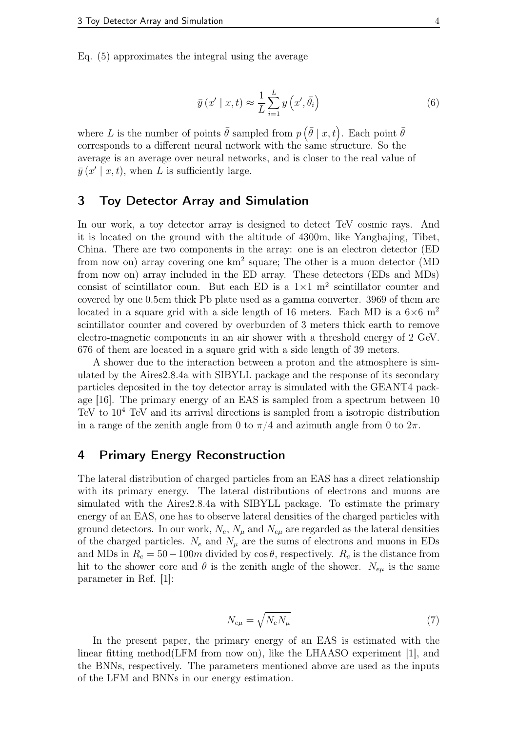Eq. (5) approximates the integral using the average

$$\bar{y}(x' \mid x, t) \approx \frac{1}{L} \sum_{i=1}^{L} y\left(x', \bar{\theta}_i\right) \tag{6}$$

where $L$ is the number of points $\bar{\theta}$ sampled from $p\left(\bar{\theta} \mid x, t\right)$. Each point $\bar{\theta}$ corresponds to a different neural network with the same structure. So the average is an average over neural networks, and is closer to the real value of $\bar{y}(x' \mid x, t)$, when $L$ is sufficiently large.

## 3 Toy Detector Array and Simulation

In our work, a toy detector array is designed to detect TeV cosmic rays. And it is located on the ground with the altitude of 4300m, like Yangbajing, Tibet, China. There are two components in the array: one is an electron detector (ED from now on) array covering one km$^2$ square; The other is a muon detector (MD from now on) array included in the ED array. These detectors (EDs and MDs) consist of scintillator coun. But each ED is a $1 \times 1$ m$^2$ scintillator counter and covered by one 0.5cm thick Pb plate used as a gamma converter. 3969 of them are located in a square grid with a side length of 16 meters. Each MD is a $6 \times 6$ m$^2$ scintillator counter and covered by overburden of 3 meters thick earth to remove electro-magnetic components in an air shower with a threshold energy of 2 GeV. 676 of them are located in a square grid with a side length of 39 meters.

A shower due to the interaction between a proton and the atmosphere is simulated by the Aires2.8.4a with SIBYLL package and the response of its secondary particles deposited in the toy detector array is simulated with the GEANT4 package [16]. The primary energy of an EAS is sampled from a spectrum between 10 TeV to $10^4$ TeV and its arrival directions is sampled from a isotropic distribution in a range of the zenith angle from 0 to $\pi/4$ and azimuth angle from 0 to $2\pi$.

## 4 Primary Energy Reconstruction

The lateral distribution of charged particles from an EAS has a direct relationship with its primary energy. The lateral distributions of electrons and muons are simulated with the Aires2.8.4a with SIBYLL package. To estimate the primary energy of an EAS, one has to observe lateral densities of the charged particles with ground detectors. In our work, $N_e$, $N_\mu$ and $N_{e\mu}$ are regarded as the lateral densities of the charged particles. $N_e$ and $N_\mu$ are the sums of electrons and muons in EDs and MDs in $R_c = 50 - 100m$ divided by $\cos\theta$, respectively. $R_c$ is the distance from hit to the shower core and $\theta$ is the zenith angle of the shower. $N_{e\mu}$ is the same parameter in Ref. [1]:

$$N_{e\mu} = \sqrt{N_e N_\mu} \tag{7}$$

In the present paper, the primary energy of an EAS is estimated with the linear fitting method(LFM from now on), like the LHAASO experiment [1], and the BNNs, respectively. The parameters mentioned above are used as the inputs of the LFM and BNNs in our energy estimation.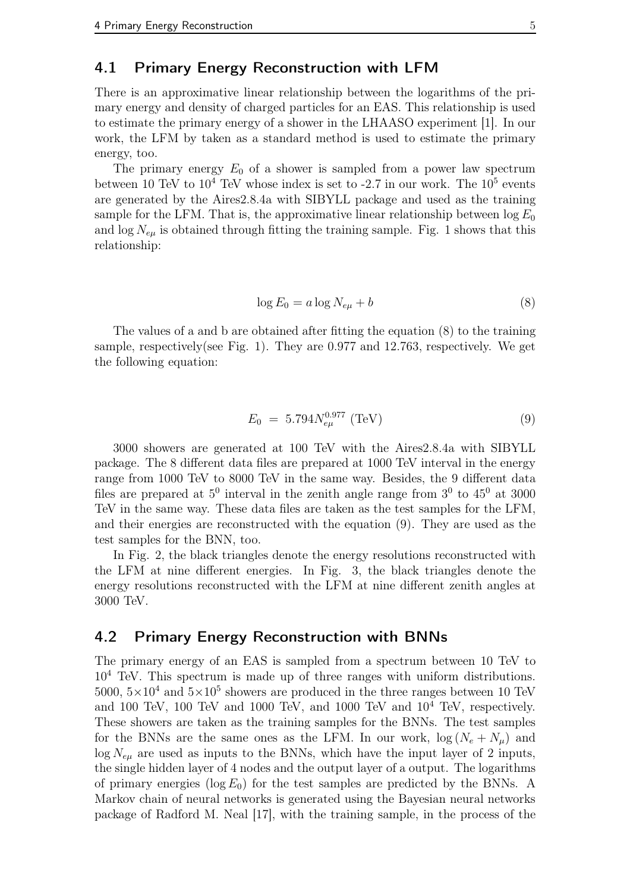## 4.1 Primary Energy Reconstruction with LFM

There is an approximative linear relationship between the logarithms of the primary energy and density of charged particles for an EAS. This relationship is used to estimate the primary energy of a shower in the LHAASO experiment [1]. In our work, the LFM by taken as a standard method is used to estimate the primary energy, too.

The primary energy $E_0$ of a shower is sampled from a power law spectrum between 10 TeV to $10^4$ TeV whose index is set to -2.7 in our work. The $10^5$ events are generated by the Aires2.8.4a with SIBYLL package and used as the training sample for the LFM. That is, the approximative linear relationship between $\log E_0$ and $\log N_{e\mu}$ is obtained through fitting the training sample. Fig. 1 shows that this relationship:

$$\log E_0 = a \log N_{e\mu} + b \tag{8}$$

The values of a and b are obtained after fitting the equation (8) to the training sample, respectively(see Fig. 1). They are 0.977 and 12.763, respectively. We get the following equation:

$$E_0 \;=\; 5.794 N_{e\mu}^{0.977} \text{ (TeV)} \tag{9}$$

3000 showers are generated at 100 TeV with the Aires2.8.4a with SIBYLL package. The 8 different data files are prepared at 1000 TeV interval in the energy range from 1000 TeV to 8000 TeV in the same way. Besides, the 9 different data files are prepared at $5^0$ interval in the zenith angle range from $3^0$ to $45^0$ at 3000 TeV in the same way. These data files are taken as the test samples for the LFM, and their energies are reconstructed with the equation (9). They are used as the test samples for the BNN, too.

In Fig. 2, the black triangles denote the energy resolutions reconstructed with the LFM at nine different energies. In Fig. 3, the black triangles denote the energy resolutions reconstructed with the LFM at nine different zenith angles at 3000 TeV.

## 4.2 Primary Energy Reconstruction with BNNs

The primary energy of an EAS is sampled from a spectrum between 10 TeV to $10^4$ TeV. This spectrum is made up of three ranges with uniform distributions. 5000, $5\times10^4$ and $5\times10^5$ showers are produced in the three ranges between 10 TeV and 100 TeV, 100 TeV and 1000 TeV, and 1000 TeV and $10^4$ TeV, respectively. These showers are taken as the training samples for the BNNs. The test samples for the BNNs are the same ones as the LFM. In our work, $\log{(N_e + N_\mu)}$ and $\log N_{e\mu}$ are used as inputs to the BNNs, which have the input layer of 2 inputs, the single hidden layer of 4 nodes and the output layer of a output. The logarithms of primary energies ($\log E_0$) for the test samples are predicted by the BNNs. A Markov chain of neural networks is generated using the Bayesian neural networks package of Radford M. Neal [17], with the training sample, in the process of the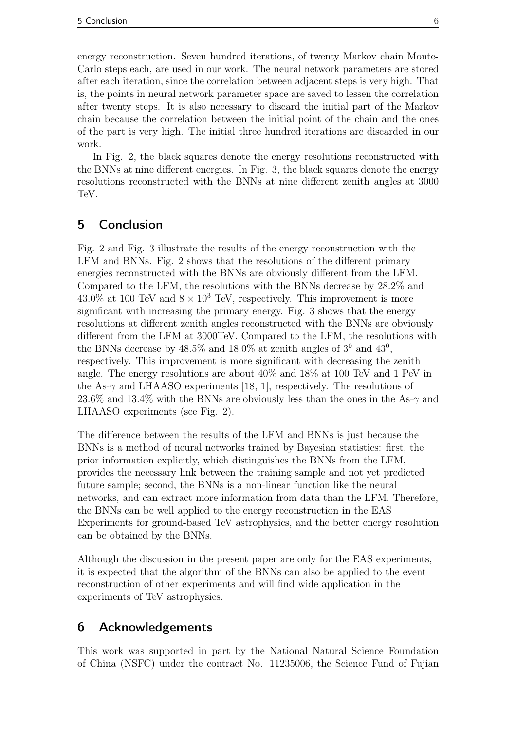energy reconstruction. Seven hundred iterations, of twenty Markov chain Monte-Carlo steps each, are used in our work. The neural network parameters are stored after each iteration, since the correlation between adjacent steps is very high. That is, the points in neural network parameter space are saved to lessen the correlation after twenty steps. It is also necessary to discard the initial part of the Markov chain because the correlation between the initial point of the chain and the ones of the part is very high. The initial three hundred iterations are discarded in our work.

In Fig. 2, the black squares denote the energy resolutions reconstructed with the BNNs at nine different energies. In Fig. 3, the black squares denote the energy resolutions reconstructed with the BNNs at nine different zenith angles at 3000 TeV.

## 5 Conclusion

Fig. 2 and Fig. 3 illustrate the results of the energy reconstruction with the LFM and BNNs. Fig. 2 shows that the resolutions of the different primary energies reconstructed with the BNNs are obviously different from the LFM. Compared to the LFM, the resolutions with the BNNs decrease by 28.2% and 43.0% at 100 TeV and $8 \times 10^3$ TeV, respectively. This improvement is more significant with increasing the primary energy. Fig. 3 shows that the energy resolutions at different zenith angles reconstructed with the BNNs are obviously different from the LFM at 3000TeV. Compared to the LFM, the resolutions with the BNNs decrease by 48.5% and 18.0% at zenith angles of $3^0$ and $43^0$, respectively. This improvement is more significant with decreasing the zenith angle. The energy resolutions are about 40% and 18% at 100 TeV and 1 PeV in the As-$\gamma$ and LHAASO experiments [18, 1], respectively. The resolutions of 23.6% and 13.4% with the BNNs are obviously less than the ones in the As-$\gamma$ and LHAASO experiments (see Fig. 2).

The difference between the results of the LFM and BNNs is just because the BNNs is a method of neural networks trained by Bayesian statistics: first, the prior information explicitly, which distinguishes the BNNs from the LFM, provides the necessary link between the training sample and not yet predicted future sample; second, the BNNs is a non-linear function like the neural networks, and can extract more information from data than the LFM. Therefore, the BNNs can be well applied to the energy reconstruction in the EAS Experiments for ground-based TeV astrophysics, and the better energy resolution can be obtained by the BNNs.

Although the discussion in the present paper are only for the EAS experiments, it is expected that the algorithm of the BNNs can also be applied to the event reconstruction of other experiments and will find wide application in the experiments of TeV astrophysics.

## 6 Acknowledgements

This work was supported in part by the National Natural Science Foundation of China (NSFC) under the contract No. 11235006, the Science Fund of Fujian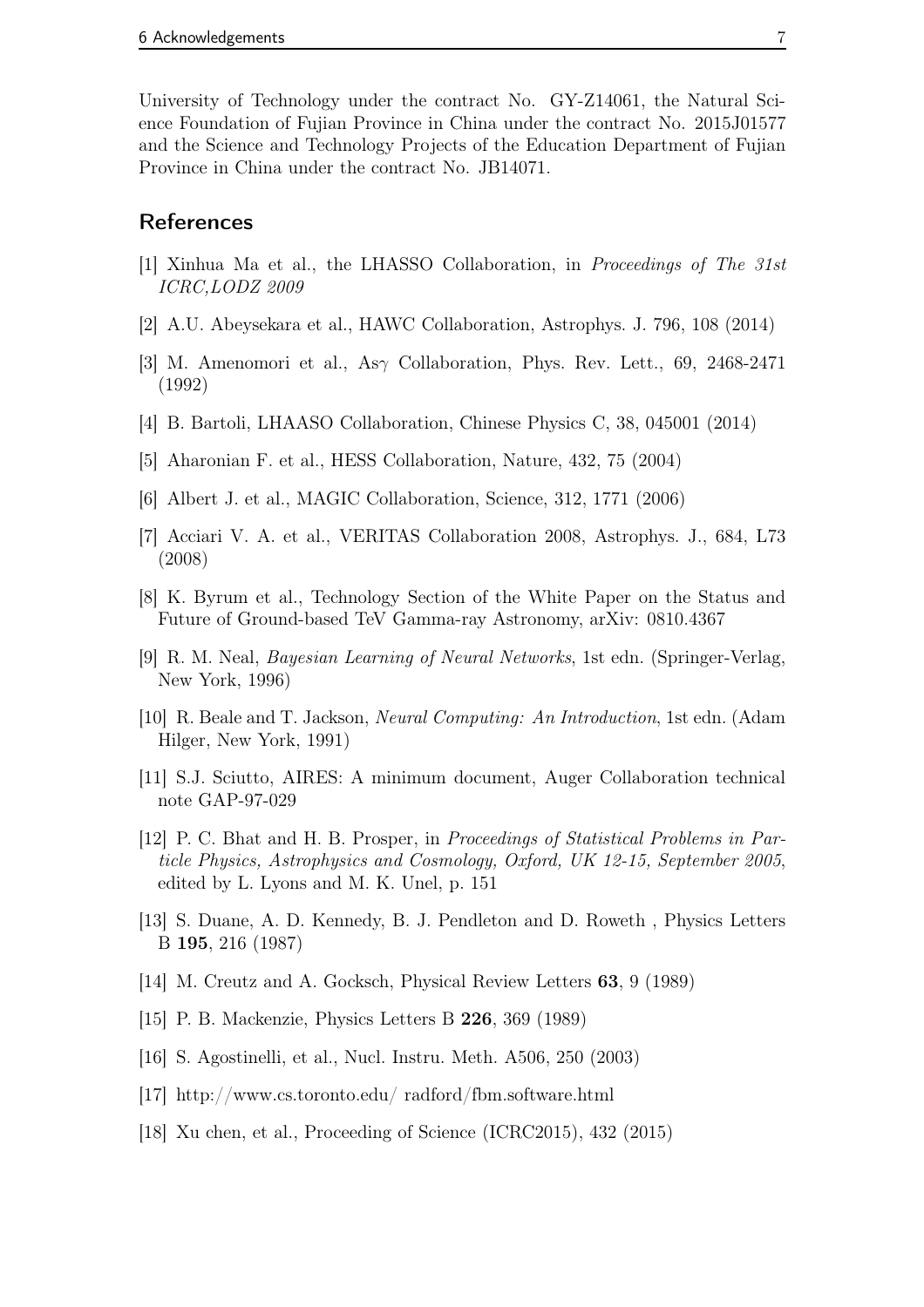University of Technology under the contract No. GY-Z14061, the Natural Science Foundation of Fujian Province in China under the contract No. 2015J01577 and the Science and Technology Projects of the Education Department of Fujian Province in China under the contract No. JB14071.

## References

[1] Xinhua Ma et al., the LHASSO Collaboration, in *Proceedings of The 31st ICRC,LODZ 2009*

[2] A.U. Abeysekara et al., HAWC Collaboration, Astrophys. J. 796, 108 (2014)

[3] M. Amenomori et al., As$\gamma$ Collaboration, Phys. Rev. Lett., 69, 2468-2471 (1992)

[4] B. Bartoli, LHAASO Collaboration, Chinese Physics C, 38, 045001 (2014)

[5] Aharonian F. et al., HESS Collaboration, Nature, 432, 75 (2004)

[6] Albert J. et al., MAGIC Collaboration, Science, 312, 1771 (2006)

[7] Acciari V. A. et al., VERITAS Collaboration 2008, Astrophys. J., 684, L73 (2008)

[8] K. Byrum et al., Technology Section of the White Paper on the Status and Future of Ground-based TeV Gamma-ray Astronomy, arXiv: 0810.4367

[9] R. M. Neal, *Bayesian Learning of Neural Networks*, 1st edn. (Springer-Verlag, New York, 1996)

[10] R. Beale and T. Jackson, *Neural Computing: An Introduction*, 1st edn. (Adam Hilger, New York, 1991)

[11] S.J. Sciutto, AIRES: A minimum document, Auger Collaboration technical note GAP-97-029

[12] P. C. Bhat and H. B. Prosper, in *Proceedings of Statistical Problems in Particle Physics, Astrophysics and Cosmology, Oxford, UK 12-15, September 2005*, edited by L. Lyons and M. K. Unel, p. 151

[13] S. Duane, A. D. Kennedy, B. J. Pendleton and D. Roweth , Physics Letters B **195**, 216 (1987)

[14] M. Creutz and A. Gocksch, Physical Review Letters **63**, 9 (1989)

[15] P. B. Mackenzie, Physics Letters B **226**, 369 (1989)

[16] S. Agostinelli, et al., Nucl. Instru. Meth. A506, 250 (2003)

[17] http://www.cs.toronto.edu/ radford/fbm.software.html

[18] Xu chen, et al., Proceeding of Science (ICRC2015), 432 (2015)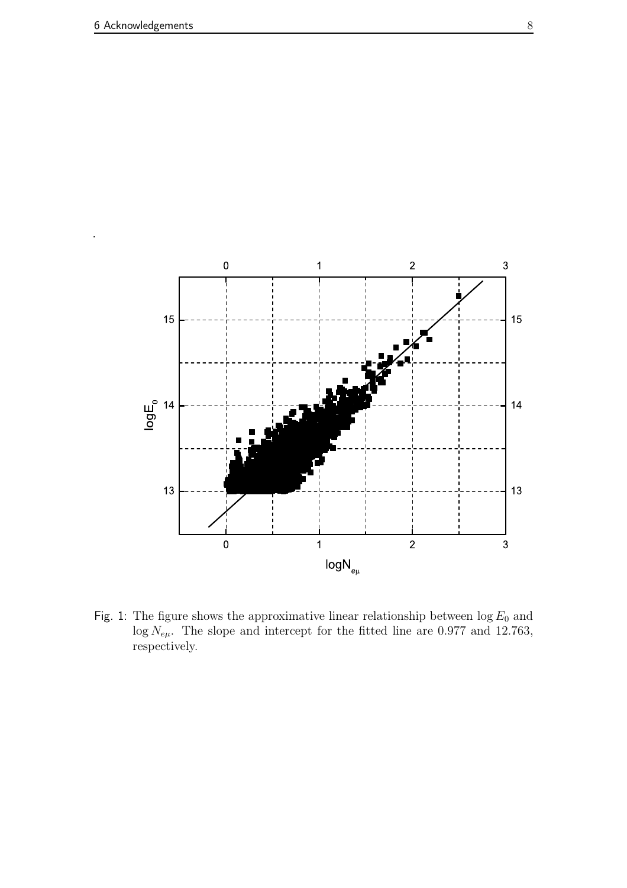Fig. 1: The figure shows the approximative linear relationship between $\log E_0$ and $\log N_{e\mu}$. The slope and intercept for the fitted line are 0.977 and 12.763, respectively.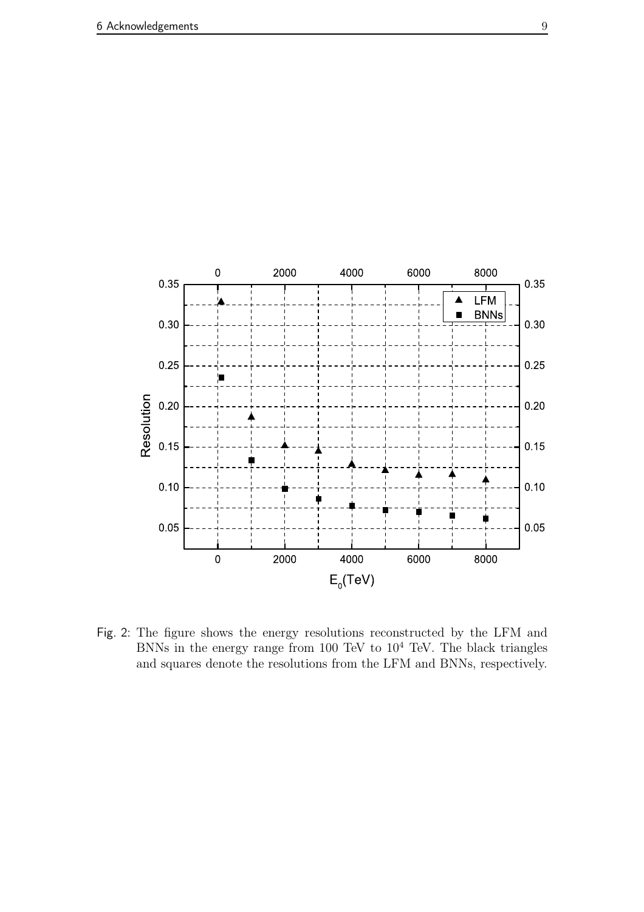Fig. 2: The figure shows the energy resolutions reconstructed by the LFM and BNNs in the energy range from 100 TeV to $10^4$ TeV. The black triangles and squares denote the resolutions from the LFM and BNNs, respectively.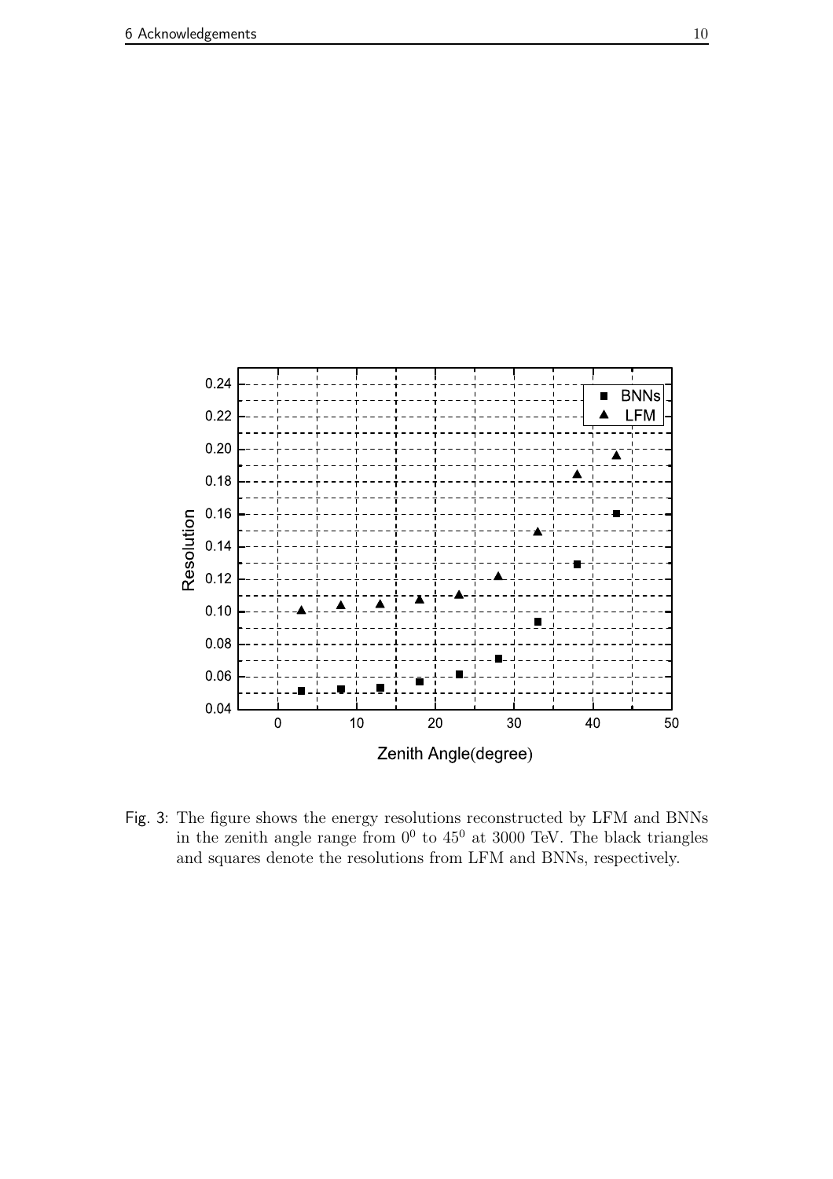Resolution

0.24
0.22
0.20
0.18
0.16
0.14
0.12
0.10
0.08
0.06
0.04

0
10
20
30
40
50

Zenith Angle(degree)

BNNs
LFM

Fig. 3: The figure shows the energy resolutions reconstructed by LFM and BNNs in the zenith angle range from $0^0$ to $45^0$ at 3000 TeV. The black triangles and squares denote the resolutions from LFM and BNNs, respectively.